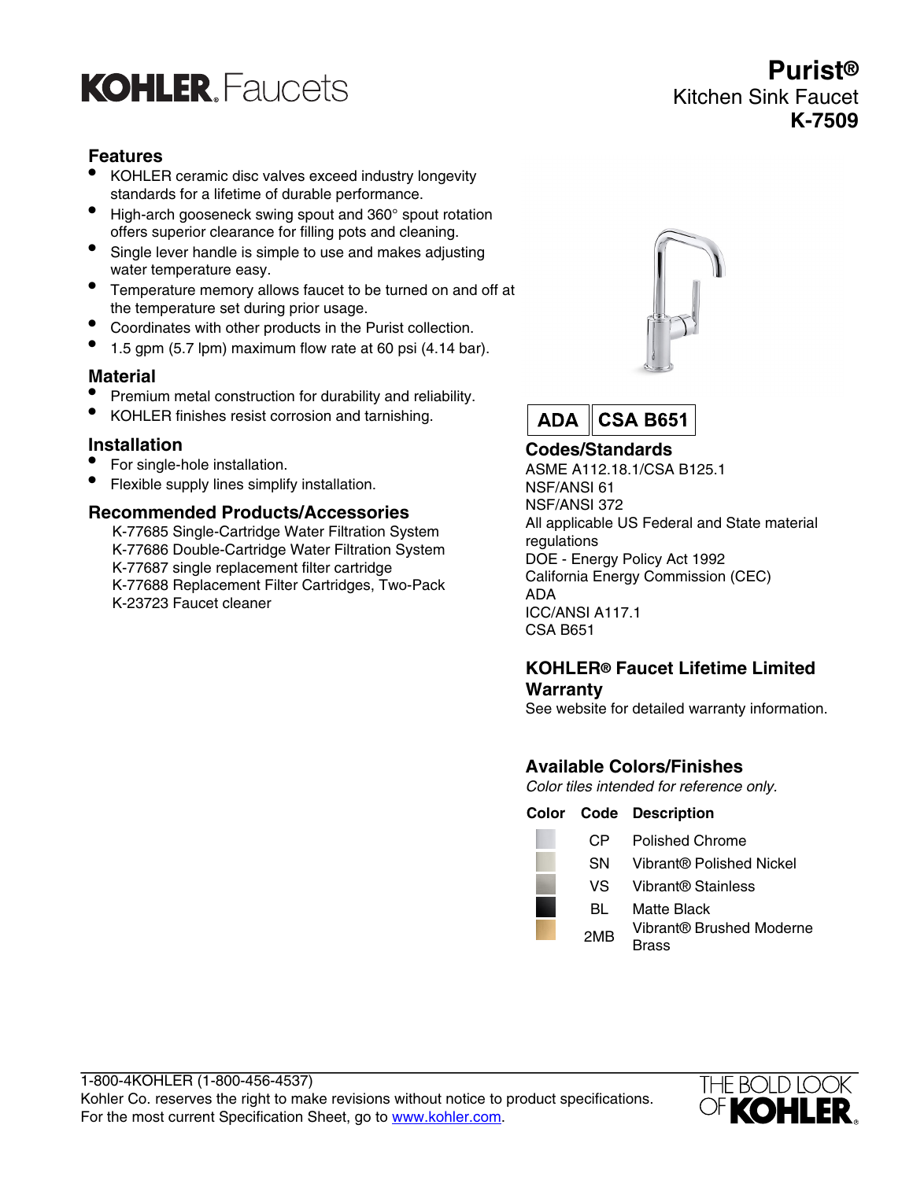# KOHLER. Faucets

## Purist®
Kitchen Sink Faucet
**K-7509**

### Features

- KOHLER ceramic disc valves exceed industry longevity standards for a lifetime of durable performance.
- High-arch gooseneck swing spout and 360° spout rotation offers superior clearance for filling pots and cleaning.
- Single lever handle is simple to use and makes adjusting water temperature easy.
- Temperature memory allows faucet to be turned on and off at the temperature set during prior usage.
- Coordinates with other products in the Purist collection.
- 1.5 gpm (5.7 lpm) maximum flow rate at 60 psi (4.14 bar).

### Material

- Premium metal construction for durability and reliability.
- KOHLER finishes resist corrosion and tarnishing.

### Installation

- For single-hole installation.
- Flexible supply lines simplify installation.

### Recommended Products/Accessories

K-77685 Single-Cartridge Water Filtration System
K-77686 Double-Cartridge Water Filtration System
K-77687 single replacement filter cartridge
K-77688 Replacement Filter Cartridges, Two-Pack
K-23723 Faucet cleaner

**ADA** | **CSA B651**

### Codes/Standards

ASME A112.18.1/CSA B125.1
NSF/ANSI 61
NSF/ANSI 372
All applicable US Federal and State material regulations
DOE - Energy Policy Act 1992
California Energy Commission (CEC)
ADA
ICC/ANSI A117.1
CSA B651

### KOHLER® Faucet Lifetime Limited Warranty

See website for detailed warranty information.

### Available Colors/Finishes

*Color tiles intended for reference only.*

| Color | Code | Description |
|---|---|---|
| | CP | Polished Chrome |
| | SN | Vibrant® Polished Nickel |
| | VS | Vibrant® Stainless |
| | BL | Matte Black |
| | 2MB | Vibrant® Brushed Moderne Brass |

1-800-4KOHLER (1-800-456-4537)
Kohler Co. reserves the right to make revisions without notice to product specifications.
For the most current Specification Sheet, go to www.kohler.com.

THE BOLD LOOK OF KOHLER.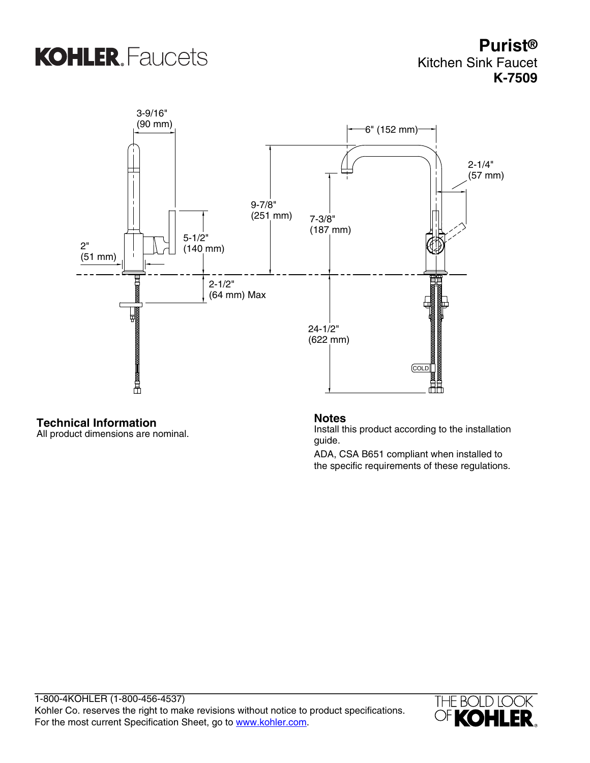# KOHLER. Faucets

**Purist®**
Kitchen Sink Faucet
**K-7509**

3-9/16"
(90 mm)

6" (152 mm)

2-1/4"
(57 mm)

9-7/8"
(251 mm)

7-3/8"
(187 mm)

5-1/2"
(140 mm)

2"
(51 mm)

2-1/2"
(64 mm) Max

24-1/2"
(622 mm)

COLD

## Technical Information

All product dimensions are nominal.

## Notes

Install this product according to the installation guide.

ADA, CSA B651 compliant when installed to the specific requirements of these regulations.

1-800-4KOHLER (1-800-456-4537)
Kohler Co. reserves the right to make revisions without notice to product specifications.
For the most current Specification Sheet, go to www.kohler.com.

THE BOLD LOOK OF KOHLER.